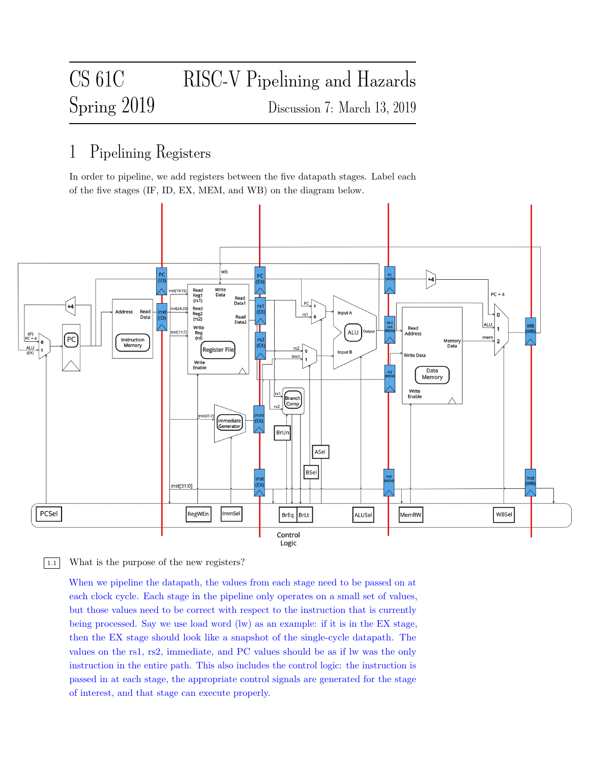# CS 61C Spring 2019 — RISC-V Pipelining and Hazards

Discussion 7: March 13, 2019

## 1 Pipelining Registers

In order to pipeline, we add registers between the five datapath stages. Label each of the five stages (IF, ID, EX, MEM, and WB) on the diagram below.

1.1 What is the purpose of the new registers?

When we pipeline the datapath, the values from each stage need to be passed on at each clock cycle. Each stage in the pipeline only operates on a small set of values, but those values need to be correct with respect to the instruction that is currently being processed. Say we use load word (lw) as an example: if it is in the EX stage, then the EX stage should look like a snapshot of the single-cycle datapath. The values on the rs1, rs2, immediate, and PC values should be as if lw was the only instruction in the entire path. This also includes the control logic: the instruction is passed in at each stage, the appropriate control signals are generated for the stage of interest, and that stage can execute properly.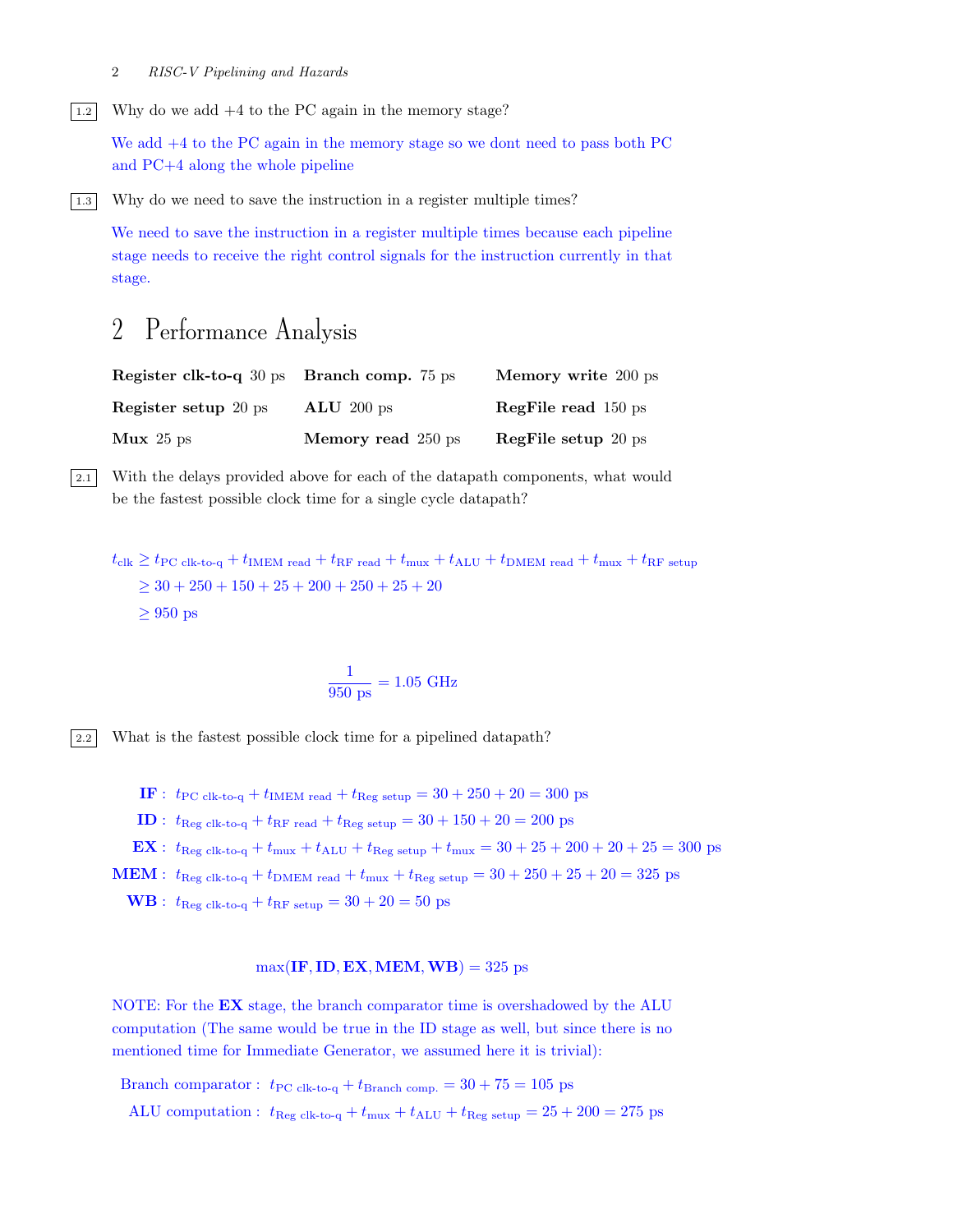1.2 Why do we add +4 to the PC again in the memory stage?

We add +4 to the PC again in the memory stage so we dont need to pass both PC and PC+4 along the whole pipeline

1.3 Why do we need to save the instruction in a register multiple times?

We need to save the instruction in a register multiple times because each pipeline stage needs to receive the right control signals for the instruction currently in that stage.

# 2 Performance Analysis

| | | |
|---|---|---|
| **Register clk-to-q** 30 ps | **Branch comp.** 75 ps | **Memory write** 200 ps |
| **Register setup** 20 ps | **ALU** 200 ps | **RegFile read** 150 ps |
| **Mux** 25 ps | **Memory read** 250 ps | **RegFile setup** 20 ps |

2.1 With the delays provided above for each of the datapath components, what would be the fastest possible clock time for a single cycle datapath?

$$
\begin{aligned}
t_{\text{clk}} &\geq t_{\text{PC clk-to-q}} + t_{\text{IMEM read}} + t_{\text{RF read}} + t_{\text{mux}} + t_{\text{ALU}} + t_{\text{DMEM read}} + t_{\text{mux}} + t_{\text{RF setup}} \\
&\geq 30 + 250 + 150 + 25 + 200 + 250 + 25 + 20 \\
&\geq 950 \text{ ps}
\end{aligned}
$$

$$
\frac{1}{950 \text{ ps}} = 1.05 \text{ GHz}
$$

2.2 What is the fastest possible clock time for a pipelined datapath?

$$
\begin{aligned}
\textbf{IF}: &\ t_{\text{PC clk-to-q}} + t_{\text{IMEM read}} + t_{\text{Reg setup}} = 30 + 250 + 20 = 300 \text{ ps} \\
\textbf{ID}: &\ t_{\text{Reg clk-to-q}} + t_{\text{RF read}} + t_{\text{Reg setup}} = 30 + 150 + 20 = 200 \text{ ps} \\
\textbf{EX}: &\ t_{\text{Reg clk-to-q}} + t_{\text{mux}} + t_{\text{ALU}} + t_{\text{Reg setup}} + t_{\text{mux}} = 30 + 25 + 200 + 20 + 25 = 300 \text{ ps} \\
\textbf{MEM}: &\ t_{\text{Reg clk-to-q}} + t_{\text{DMEM read}} + t_{\text{mux}} + t_{\text{Reg setup}} = 30 + 250 + 25 + 20 = 325 \text{ ps} \\
\textbf{WB}: &\ t_{\text{Reg clk-to-q}} + t_{\text{RF setup}} = 30 + 20 = 50 \text{ ps}
\end{aligned}
$$

$$
\max(\textbf{IF}, \textbf{ID}, \textbf{EX}, \textbf{MEM}, \textbf{WB}) = 325 \text{ ps}
$$

NOTE: For the **EX** stage, the branch comparator time is overshadowed by the ALU computation (The same would be true in the ID stage as well, but since there is no mentioned time for Immediate Generator, we assumed here it is trivial):

$$
\begin{aligned}
\text{Branch comparator}: &\ t_{\text{PC clk-to-q}} + t_{\text{Branch comp.}} = 30 + 75 = 105 \text{ ps} \\
\text{ALU computation}: &\ t_{\text{Reg clk-to-q}} + t_{\text{mux}} + t_{\text{ALU}} + t_{\text{Reg setup}} = 25 + 200 = 275 \text{ ps}
\end{aligned}
$$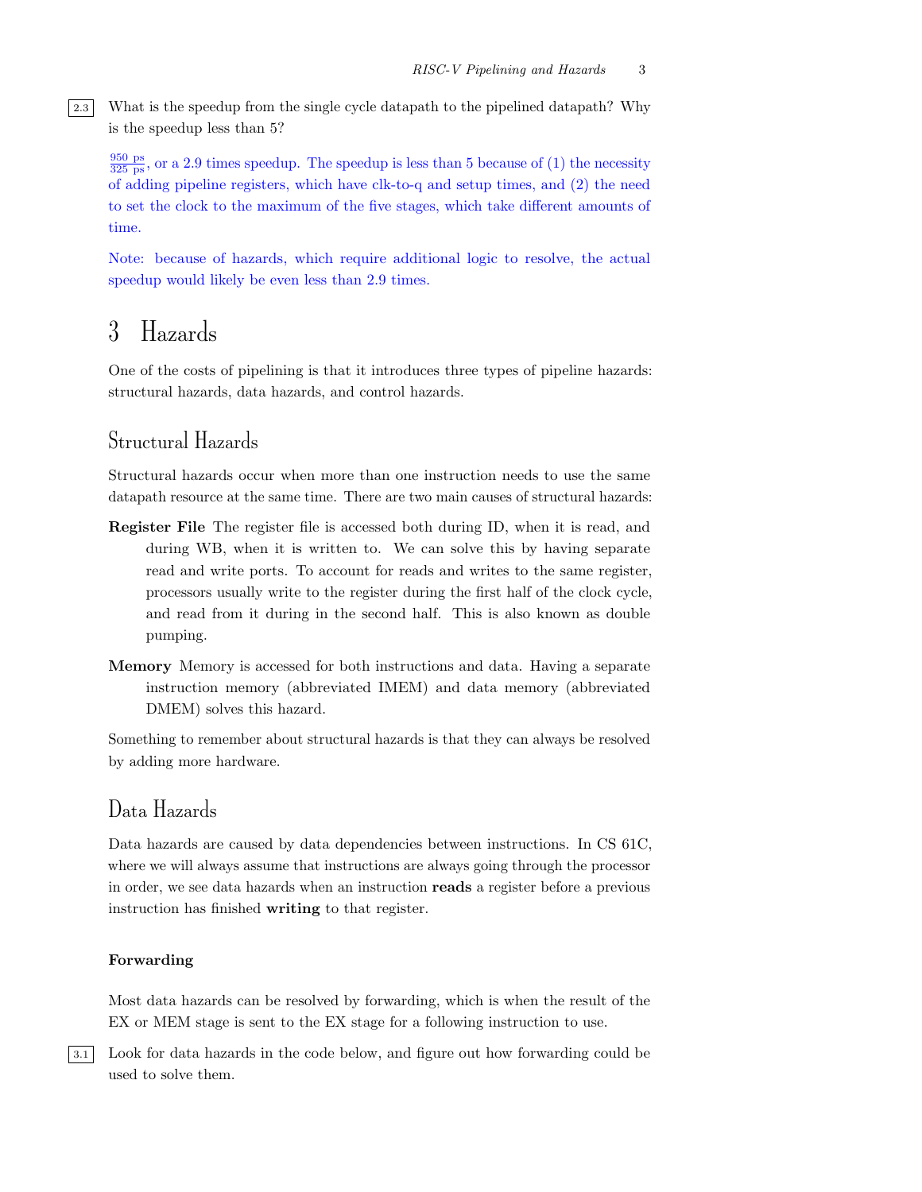2.3 What is the speedup from the single cycle datapath to the pipelined datapath? Why is the speedup less than 5?

$\frac{950 \text{ ps}}{325 \text{ ps}}$, or a 2.9 times speedup. The speedup is less than 5 because of (1) the necessity of adding pipeline registers, which have clk-to-q and setup times, and (2) the need to set the clock to the maximum of the five stages, which take different amounts of time.

Note: because of hazards, which require additional logic to resolve, the actual speedup would likely be even less than 2.9 times.

# 3 Hazards

One of the costs of pipelining is that it introduces three types of pipeline hazards: structural hazards, data hazards, and control hazards.

## Structural Hazards

Structural hazards occur when more than one instruction needs to use the same datapath resource at the same time. There are two main causes of structural hazards:

**Register File** The register file is accessed both during ID, when it is read, and during WB, when it is written to. We can solve this by having separate read and write ports. To account for reads and writes to the same register, processors usually write to the register during the first half of the clock cycle, and read from it during in the second half. This is also known as double pumping.

**Memory** Memory is accessed for both instructions and data. Having a separate instruction memory (abbreviated IMEM) and data memory (abbreviated DMEM) solves this hazard.

Something to remember about structural hazards is that they can always be resolved by adding more hardware.

## Data Hazards

Data hazards are caused by data dependencies between instructions. In CS 61C, where we will always assume that instructions are always going through the processor in order, we see data hazards when an instruction **reads** a register before a previous instruction has finished **writing** to that register.

### Forwarding

Most data hazards can be resolved by forwarding, which is when the result of the EX or MEM stage is sent to the EX stage for a following instruction to use.

3.1 Look for data hazards in the code below, and figure out how forwarding could be used to solve them.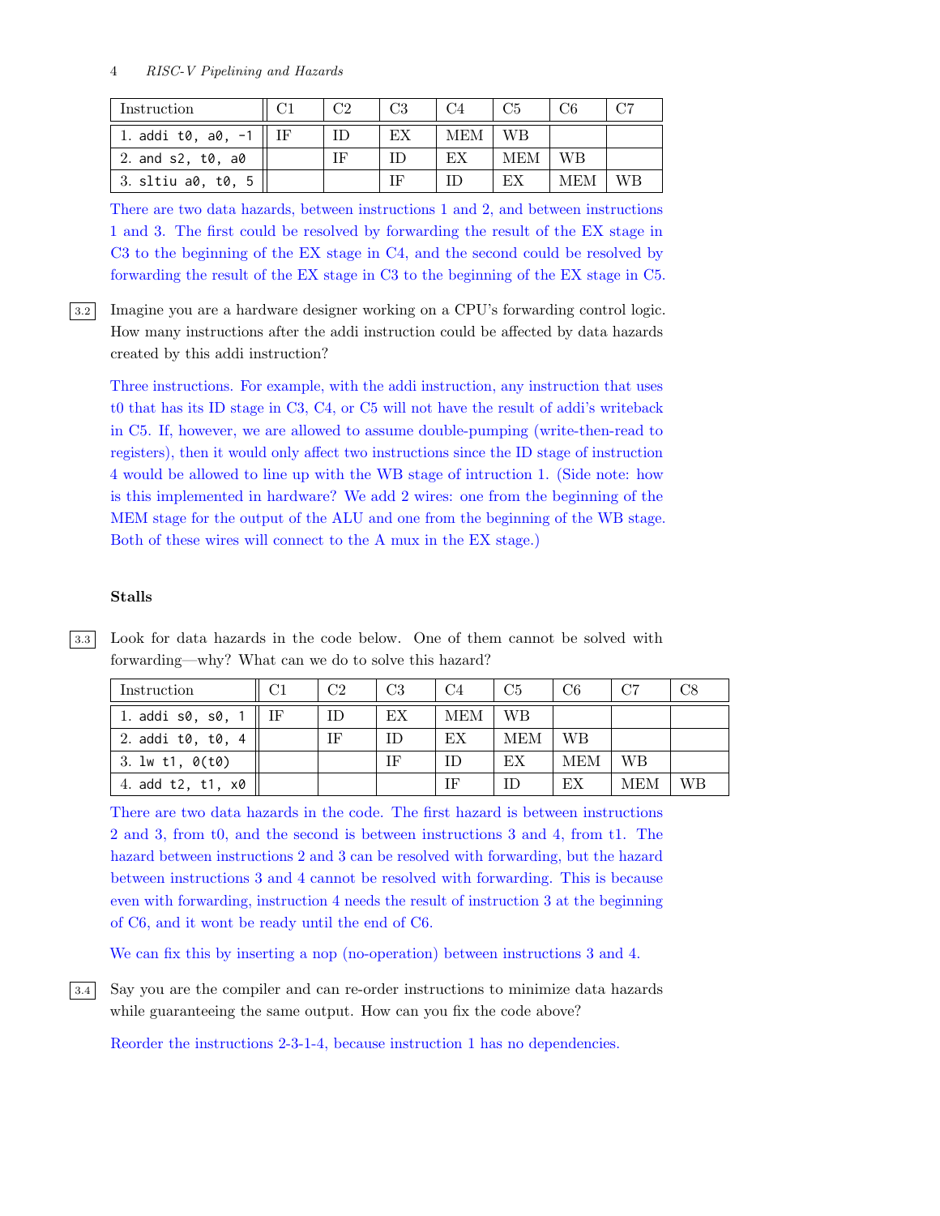| Instruction | C1 | C2 | C3 | C4 | C5 | C6 | C7 |
|---|---|---|---|---|---|---|---|
| 1. `addi t0, a0, -1` | IF | ID | EX | MEM | WB | | |
| 2. `and s2, t0, a0` | | IF | ID | EX | MEM | WB | |
| 3. `sltiu a0, t0, 5` | | | IF | ID | EX | MEM | WB |

There are two data hazards, between instructions 1 and 2, and between instructions 1 and 3. The first could be resolved by forwarding the result of the EX stage in C3 to the beginning of the EX stage in C4, and the second could be resolved by forwarding the result of the EX stage in C3 to the beginning of the EX stage in C5.

3.2 Imagine you are a hardware designer working on a CPU's forwarding control logic. How many instructions after the addi instruction could be affected by data hazards created by this addi instruction?

Three instructions. For example, with the addi instruction, any instruction that uses t0 that has its ID stage in C3, C4, or C5 will not have the result of addi's writeback in C5. If, however, we are allowed to assume double-pumping (write-then-read to registers), then it would only affect two instructions since the ID stage of instruction 4 would be allowed to line up with the WB stage of intruction 1. (Side note: how is this implemented in hardware? We add 2 wires: one from the beginning of the MEM stage for the output of the ALU and one from the beginning of the WB stage. Both of these wires will connect to the A mux in the EX stage.)

### Stalls

3.3 Look for data hazards in the code below. One of them cannot be solved with forwarding—why? What can we do to solve this hazard?

| Instruction | C1 | C2 | C3 | C4 | C5 | C6 | C7 | C8 |
|---|---|---|---|---|---|---|---|---|
| 1. `addi s0, s0, 1` | IF | ID | EX | MEM | WB | | | |
| 2. `addi t0, t0, 4` | | IF | ID | EX | MEM | WB | | |
| 3. `lw t1, 0(t0)` | | | IF | ID | EX | MEM | WB | |
| 4. `add t2, t1, x0` | | | | IF | ID | EX | MEM | WB |

There are two data hazards in the code. The first hazard is between instructions 2 and 3, from t0, and the second is between instructions 3 and 4, from t1. The hazard between instructions 2 and 3 can be resolved with forwarding, but the hazard between instructions 3 and 4 cannot be resolved with forwarding. This is because even with forwarding, instruction 4 needs the result of instruction 3 at the beginning of C6, and it wont be ready until the end of C6.

We can fix this by inserting a nop (no-operation) between instructions 3 and 4.

3.4 Say you are the compiler and can re-order instructions to minimize data hazards while guaranteeing the same output. How can you fix the code above?

Reorder the instructions 2-3-1-4, because instruction 1 has no dependencies.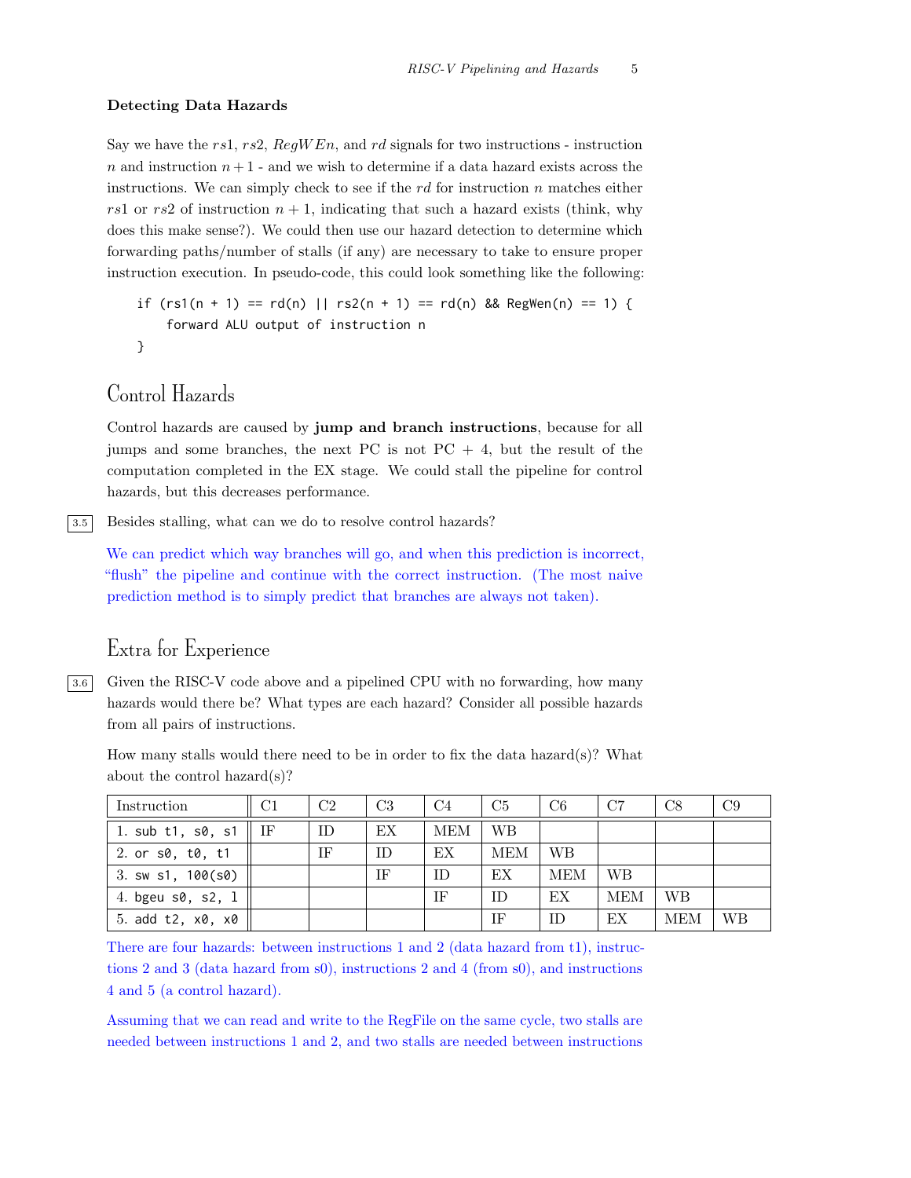### Detecting Data Hazards

Say we have the $rs1$, $rs2$, $RegWEn$, and $rd$ signals for two instructions - instruction $n$ and instruction $n+1$ - and we wish to determine if a data hazard exists across the instructions. We can simply check to see if the $rd$ for instruction $n$ matches either $rs1$ or $rs2$ of instruction $n+1$, indicating that such a hazard exists (think, why does this make sense?). We could then use our hazard detection to determine which forwarding paths/number of stalls (if any) are necessary to take to ensure proper instruction execution. In pseudo-code, this could look something like the following:

```
if (rs1(n + 1) == rd(n) || rs2(n + 1) == rd(n) && RegWen(n) == 1) {
    forward ALU output of instruction n
}
```

## Control Hazards

Control hazards are caused by **jump and branch instructions**, because for all jumps and some branches, the next PC is not PC + 4, but the result of the computation completed in the EX stage. We could stall the pipeline for control hazards, but this decreases performance.

3.5 Besides stalling, what can we do to resolve control hazards?

We can predict which way branches will go, and when this prediction is incorrect, "flush" the pipeline and continue with the correct instruction. (The most naive prediction method is to simply predict that branches are always not taken).

## Extra for Experience

3.6 Given the RISC-V code above and a pipelined CPU with no forwarding, how many hazards would there be? What types are each hazard? Consider all possible hazards from all pairs of instructions.

How many stalls would there need to be in order to fix the data hazard(s)? What about the control hazard(s)?

| Instruction | C1 | C2 | C3 | C4 | C5 | C6 | C7 | C8 | C9 |
|---|---|---|---|---|---|---|---|---|---|
| 1. `sub t1, s0, s1` | IF | ID | EX | MEM | WB | | | | |
| 2. `or s0, t0, t1` | | IF | ID | EX | MEM | WB | | | |
| 3. `sw s1, 100(s0)` | | | IF | ID | EX | MEM | WB | | |
| 4. `bgeu s0, s2, l` | | | | IF | ID | EX | MEM | WB | |
| 5. `add t2, x0, x0` | | | | | IF | ID | EX | MEM | WB |

There are four hazards: between instructions 1 and 2 (data hazard from t1), instructions 2 and 3 (data hazard from s0), instructions 2 and 4 (from s0), and instructions 4 and 5 (a control hazard).

Assuming that we can read and write to the RegFile on the same cycle, two stalls are needed between instructions 1 and 2, and two stalls are needed between instructions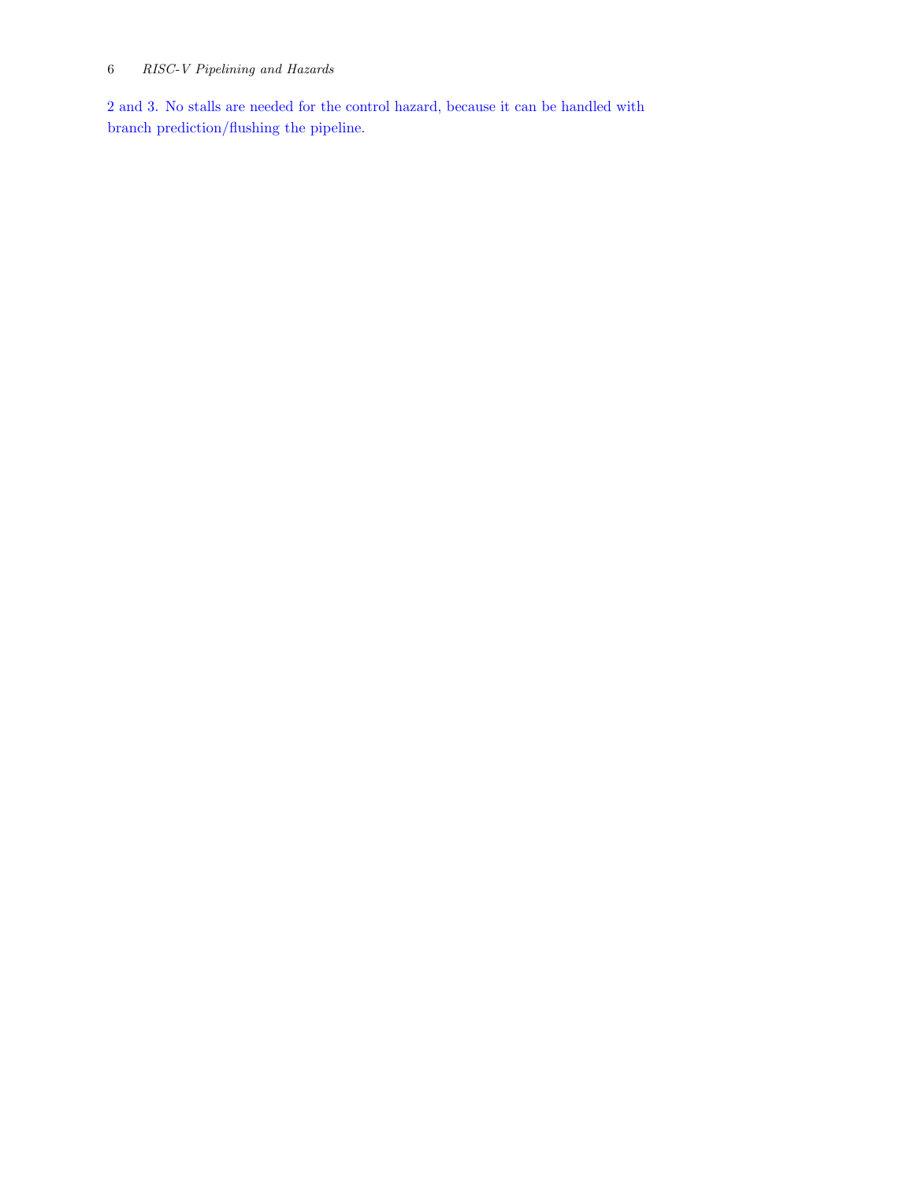2 and 3. No stalls are needed for the control hazard, because it can be handled with branch prediction/flushing the pipeline.